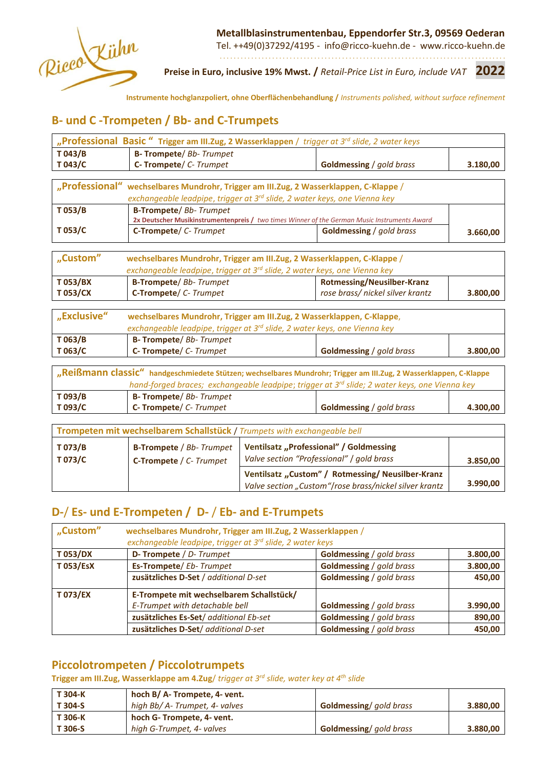Ricco Kühn

**Metallblasinstrumentenbau, Eppendorfer Str.3, 09569 Oederan**
Tel. ++49(0)37292/4195 - info@ricco-kuehn.de - www.ricco-kuehn.de

**Preise in Euro, inclusive 19% Mwst. /** *Retail-Price List in Euro, include VAT* **2022**

**Instrumente hochglanzpoliert, ohne Oberflächenbehandlung /** *Instruments polished, without surface refinement*

## B- und C -Trompeten / Bb- and C-Trumpets

| **„Professional Basic“ Trigger am III.Zug, 2 Wasserklappen** / *trigger at 3rd slide, 2 water keys* | | | |
|---|---|---|---|
| **T 043/B**<br>**T 043/C** | **B- Trompete**/ *Bb- Trumpet*<br>**C- Trompete**/ *C- Trumpet* | **Goldmessing** / *gold brass* | **3.180,00** |

| **„Professional“** | **wechselbares Mundrohr, Trigger am III.Zug, 2 Wasserklappen, C-Klappe** / *exchangeable leadpipe, trigger at 3rd slide, 2 water keys, one Vienna key* | | |
|---|---|---|---|
| **T 053/B** | **B-Trompete**/ *Bb- Trumpet*<br>**2x Deutscher Musikinstrumentenpreis** / *two times Winner of the German Music Instruments Award* | | |
| **T 053/C** | **C-Trompete**/ *C- Trumpet* | **Goldmessing** / *gold brass* | **3.660,00** |

| **„Custom“** | **wechselbares Mundrohr, Trigger am III.Zug, 2 Wasserklappen, C-Klappe** / *exchangeable leadpipe, trigger at 3rd slide, 2 water keys, one Vienna key* | | |
|---|---|---|---|
| **T 053/BX**<br>**T 053/CX** | **B-Trompete**/ *Bb- Trumpet*<br>**C-Trompete**/ *C- Trumpet* | **Rotmessing/Neusilber-Kranz**<br>*rose brass/ nickel silver krantz* | **3.800,00** |

| **„Exclusive“** | **wechselbares Mundrohr, Trigger am III.Zug, 2 Wasserklappen, C-Klappe**, *exchangeable leadpipe, trigger at 3rd slide, 2 water keys, one Vienna key* | | |
|---|---|---|---|
| **T 063/B**<br>**T 063/C** | **B- Trompete**/ *Bb- Trumpet*<br>**C- Trompete**/ *C- Trumpet* | **Goldmessing** / *gold brass* | **3.800,00** |

| **„Reißmann classic“ handgeschmiedete Stützen; wechselbares Mundrohr; Trigger am III.Zug, 2 Wasserklappen, C-Klappe** *hand-forged braces; exchangeable leadpipe; trigger at 3rd slide; 2 water keys, one Vienna key* | | | |
|---|---|---|---|
| **T 093/B**<br>**T 093/C** | **B- Trompete**/ *Bb- Trumpet*<br>**C- Trompete**/ *C- Trumpet* | **Goldmessing** / *gold brass* | **4.300,00** |

| **Trompeten mit wechselbarem Schallstück** / *Trumpets with exchangeable bell* | | | |
|---|---|---|---|
| **T 073/B**<br>**T 073/C** | **B-Trompete** / *Bb- Trumpet*<br>**C-Trompete** / *C- Trumpet* | **Ventilsatz „Professional“ / Goldmessing**<br>*Valve section “Professional” / gold brass* | **3.850,00** |
| | | **Ventilsatz „Custom“ / Rotmessing/ Neusilber-Kranz**<br>*Valve section „Custom“/rose brass/nickel silver krantz* | **3.990,00** |

## D-/ Es- und E-Trompeten / D- / Eb- and E-Trumpets

| **„Custom“** | **wechselbares Mundrohr, Trigger am III.Zug, 2 Wasserklappen** / *exchangeable leadpipe, trigger at 3rd slide, 2 water keys* | | |
|---|---|---|---|
| **T 053/DX** | **D- Trompete** / *D- Trumpet* | **Goldmessing** / *gold brass* | **3.800,00** |
| **T 053/EsX** | **Es-Trompete**/ *Eb- Trumpet* | **Goldmessing** / *gold brass* | **3.800,00** |
| | **zusätzliches D-Set** / *additional D-set* | **Goldmessing** / *gold brass* | **450,00** |
| **T 073/EX** | **E-Trompete mit wechselbarem Schallstück/** *E-Trumpet with detachable bell* | **Goldmessing** / *gold brass* | **3.990,00** |
| | **zusätzliches Es-Set**/ *additional Eb-set* | **Goldmessing** / *gold brass* | **890,00** |
| | **zusätzliches D-Set**/ *additional D-set* | **Goldmessing** / *gold brass* | **450,00** |

## Piccolotrompeten / Piccolotrumpets

**Trigger am III.Zug, Wasserklappe am 4.Zug**/ *trigger at 3rd slide, water key at 4th slide*

| | | | |
|---|---|---|---|
| **T 304-K**<br>**T 304-S** | **hoch B/ A- Trompete, 4- vent.**<br>*high Bb/ A- Trumpet, 4- valves* | **Goldmessing**/ *gold brass* | **3.880,00** |
| **T 306-K**<br>**T 306-S** | **hoch G- Trompete, 4- vent.**<br>*high G-Trumpet, 4- valves* | **Goldmessing**/ *gold brass* | **3.880,00** |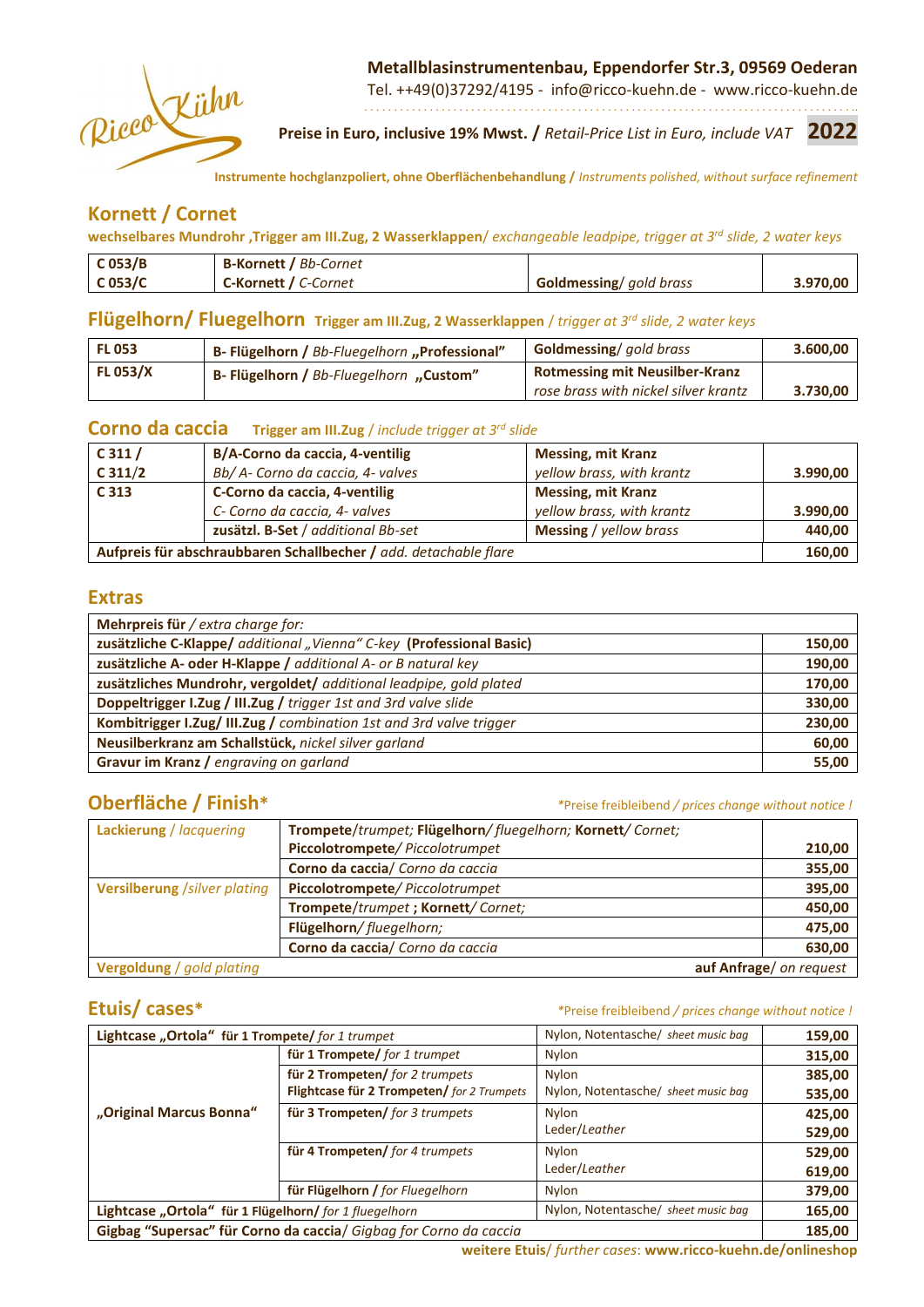**Metallblasinstrumentenbau, Eppendorfer Str.3, 09569 Oederan**

Tel. ++49(0)37292/4195 - info@ricco-kuehn.de - www.ricco-kuehn.de

**Preise in Euro, inclusive 19% Mwst. /** *Retail-Price List in Euro, include VAT* **2022**

**Instrumente hochglanzpoliert, ohne Oberflächenbehandlung /** *Instruments polished, without surface refinement*

## Kornett / Cornet

**wechselbares Mundrohr ,Trigger am III.Zug, 2 Wasserklappen**/ *exchangeable leadpipe, trigger at 3rd slide, 2 water keys*

| | | | |
|---|---|---|---|
| **C 053/B** | **B-Kornett /** *Bb-Cornet* | | |
| **C 053/C** | **C-Kornett /** *C-Cornet* | **Goldmessing**/ *gold brass* | **3.970,00** |

## Flügelhorn/ Fluegelhorn

**Trigger am III.Zug, 2 Wasserklappen** / *trigger at 3rd slide, 2 water keys*

| | | | |
|---|---|---|---|
| **FL 053** | **B- Flügelhorn /** *Bb-Fluegelhorn* **„Professional"** | **Goldmessing**/ *gold brass* | **3.600,00** |
| **FL 053/X** | **B- Flügelhorn /** *Bb-Fluegelhorn* **„Custom"** | **Rotmessing mit Neusilber-Kranz** *rose brass with nickel silver krantz* | **3.730,00** |

## Corno da caccia

**Trigger am III.Zug** / *include trigger at 3rd slide*

| | | | |
|---|---|---|---|
| **C 311 / C 311/2** | **B/A-Corno da caccia, 4-ventilig** *Bb/ A- Corno da caccia, 4- valves* | **Messing, mit Kranz** *yellow brass, with krantz* | **3.990,00** |
| **C 313** | **C-Corno da caccia, 4-ventilig** *C- Corno da caccia, 4- valves* | **Messing, mit Kranz** *yellow brass, with krantz* | **3.990,00** |
| | **zusätzl. B-Set** / *additional Bb-set* | **Messing** / *yellow brass* | **440,00** |
| **Aufpreis für abschraubbaren Schallbecher /** *add. detachable flare* | | | **160,00** |

## Extras

| | |
|---|---|
| **Mehrpreis für** / *extra charge for:* | |
| **zusätzliche C-Klappe/** *additional „Vienna" C-key* **(Professional Basic)** | **150,00** |
| **zusätzliche A- oder H-Klappe /** *additional A- or B natural key* | **190,00** |
| **zusätzliches Mundrohr, vergoldet/** *additional leadpipe, gold plated* | **170,00** |
| **Doppeltrigger I.Zug / III.Zug /** *trigger 1st and 3rd valve slide* | **330,00** |
| **Kombitrigger I.Zug/ III.Zug /** *combination 1st and 3rd valve trigger* | **230,00** |
| **Neusilberkranz am Schallstück,** *nickel silver garland* | **60,00** |
| **Gravur im Kranz /** *engraving on garland* | **55,00** |

## Oberfläche / Finish*

*Preise freibleibend / *prices change without notice !*

| | | |
|---|---|---|
| **Lackierung** / *lacquering* | **Trompete**/*trumpet;* **Flügelhorn**/ *fluegelhorn;* **Kornett**/ *Cornet;* **Piccolotrompete**/ *Piccolotrumpet* | **210,00** |
| | **Corno da caccia**/ *Corno da caccia* | **355,00** |
| **Versilberung** /*silver plating* | **Piccolotrompete**/ *Piccolotrumpet* | **395,00** |
| | **Trompete**/*trumpet* ; **Kornett**/ *Cornet;* | **450,00** |
| | **Flügelhorn**/ *fluegelhorn;* | **475,00** |
| | **Corno da caccia**/ *Corno da caccia* | **630,00** |
| **Vergoldung** / *gold plating* | | **auf Anfrage**/ *on request* |

## Etuis/ cases*

*Preise freibleibend / *prices change without notice !*

| | | | |
|---|---|---|---|
| **Lightcase „Ortola" für 1 Trompete/** *for 1 trumpet* | | Nylon, Notentasche/ *sheet music bag* | **159,00** |
| **„Original Marcus Bonna"** | **für 1 Trompete/** *for 1 trumpet* | Nylon | **315,00** |
| | **für 2 Trompeten/** *for 2 trumpets* | Nylon | **385,00** |
| | **Flightcase für 2 Trompeten/** *for 2 Trumpets* | Nylon, Notentasche/ *sheet music bag* | **535,00** |
| | **für 3 Trompeten/** *for 3 trumpets* | Nylon | **425,00** |
| | | Leder/*Leather* | **529,00** |
| | **für 4 Trompeten/** *for 4 trumpets* | Nylon | **529,00** |
| | | Leder/*Leather* | **619,00** |
| | **für Flügelhorn /** *for Fluegelhorn* | Nylon | **379,00** |
| **Lightcase „Ortola" für 1 Flügelhorn/** *for 1 fluegelhorn* | | Nylon, Notentasche/ *sheet music bag* | **165,00** |
| **Gigbag "Supersac" für Corno da caccia**/ *Gigbag for Corno da caccia* | | | **185,00** |

**weitere Etuis**/ *further cases*: **www.ricco-kuehn.de/onlineshop**